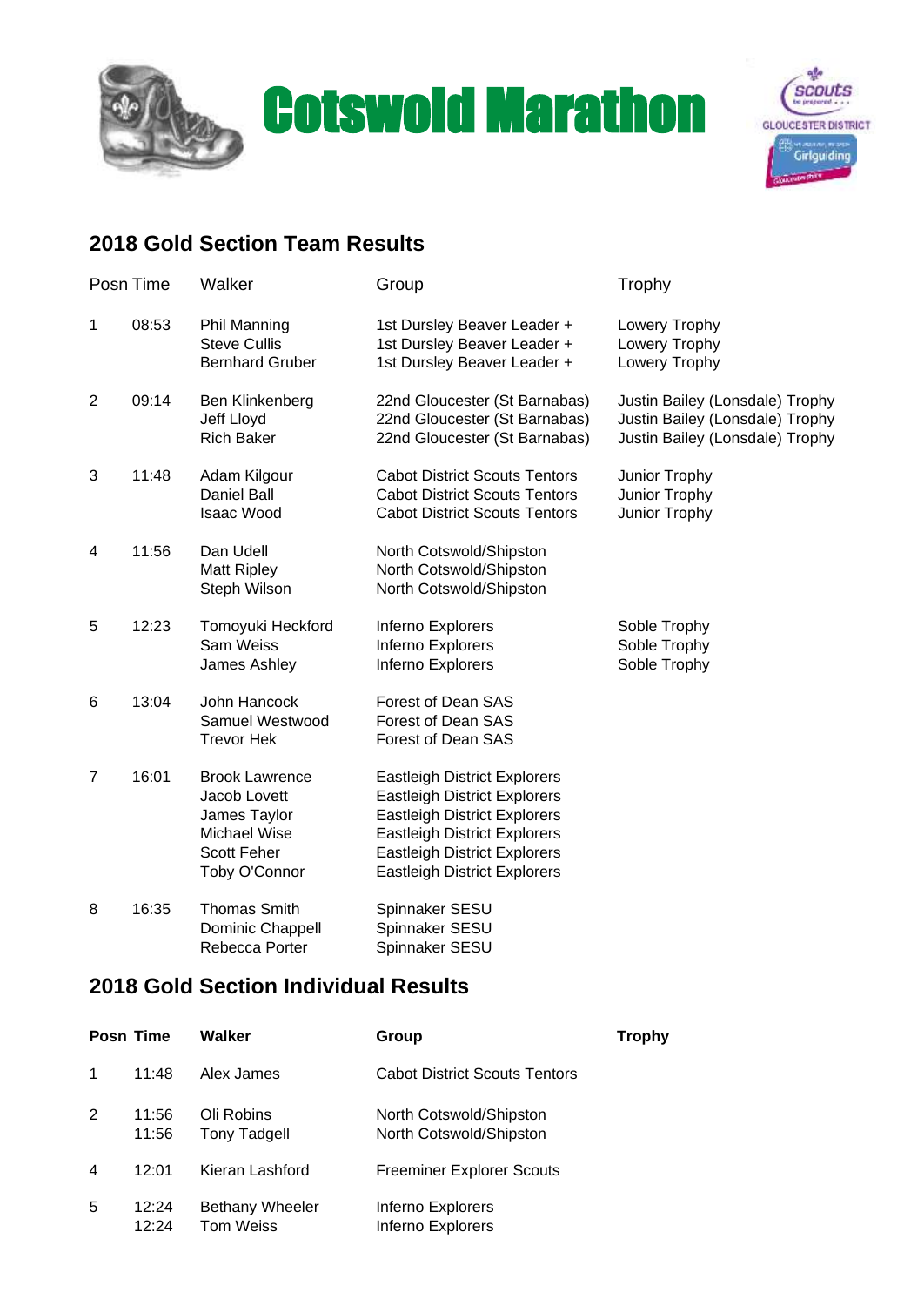# Cotswold Marathon

## 2018 Gold Section Team Results

| Posn | Time | Walker | Group | Trophy |
|---|---|---|---|---|
| 1 | 08:53 | Phil Manning | 1st Dursley Beaver Leader + | Lowery Trophy |
| | | Steve Cullis | 1st Dursley Beaver Leader + | Lowery Trophy |
| | | Bernhard Gruber | 1st Dursley Beaver Leader + | Lowery Trophy |
| 2 | 09:14 | Ben Klinkenberg | 22nd Gloucester (St Barnabas) | Justin Bailey (Lonsdale) Trophy |
| | | Jeff Lloyd | 22nd Gloucester (St Barnabas) | Justin Bailey (Lonsdale) Trophy |
| | | Rich Baker | 22nd Gloucester (St Barnabas) | Justin Bailey (Lonsdale) Trophy |
| 3 | 11:48 | Adam Kilgour | Cabot District Scouts Tentors | Junior Trophy |
| | | Daniel Ball | Cabot District Scouts Tentors | Junior Trophy |
| | | Isaac Wood | Cabot District Scouts Tentors | Junior Trophy |
| 4 | 11:56 | Dan Udell | North Cotswold/Shipston | |
| | | Matt Ripley | North Cotswold/Shipston | |
| | | Steph Wilson | North Cotswold/Shipston | |
| 5 | 12:23 | Tomoyuki Heckford | Inferno Explorers | Soble Trophy |
| | | Sam Weiss | Inferno Explorers | Soble Trophy |
| | | James Ashley | Inferno Explorers | Soble Trophy |
| 6 | 13:04 | John Hancock | Forest of Dean SAS | |
| | | Samuel Westwood | Forest of Dean SAS | |
| | | Trevor Hek | Forest of Dean SAS | |
| 7 | 16:01 | Brook Lawrence | Eastleigh District Explorers | |
| | | Jacob Lovett | Eastleigh District Explorers | |
| | | James Taylor | Eastleigh District Explorers | |
| | | Michael Wise | Eastleigh District Explorers | |
| | | Scott Feher | Eastleigh District Explorers | |
| | | Toby O'Connor | Eastleigh District Explorers | |
| 8 | 16:35 | Thomas Smith | Spinnaker SESU | |
| | | Dominic Chappell | Spinnaker SESU | |
| | | Rebecca Porter | Spinnaker SESU | |

## 2018 Gold Section Individual Results

| Posn | Time | Walker | Group | Trophy |
|---|---|---|---|---|
| 1 | 11:48 | Alex James | Cabot District Scouts Tentors | |
| 2 | 11:56 | Oli Robins | North Cotswold/Shipston | |
| | 11:56 | Tony Tadgell | North Cotswold/Shipston | |
| 4 | 12:01 | Kieran Lashford | Freeminer Explorer Scouts | |
| 5 | 12:24 | Bethany Wheeler | Inferno Explorers | |
| | 12:24 | Tom Weiss | Inferno Explorers | |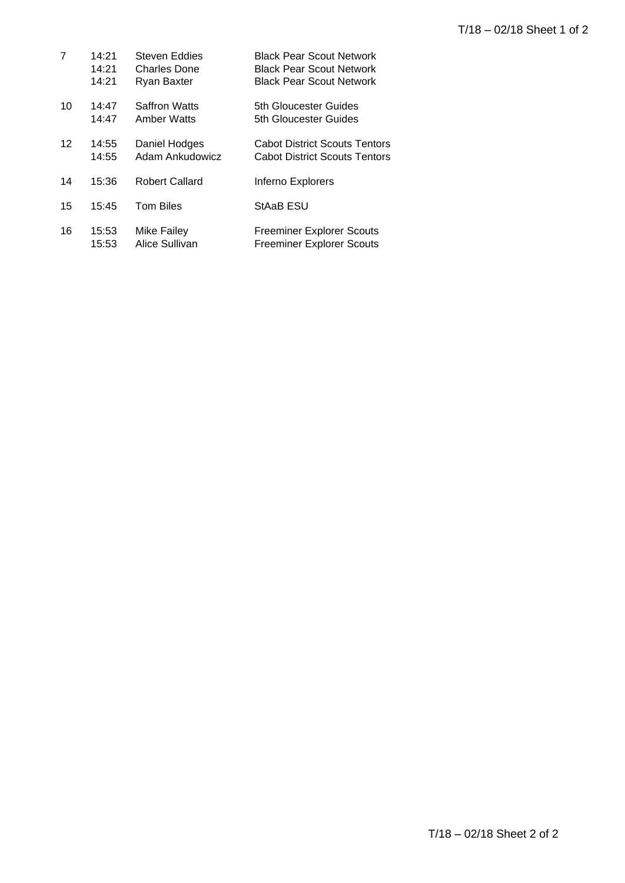| | | | |
|---|---|---|---|
| 7 | 14:21 | Steven Eddies | Black Pear Scout Network |
| | 14:21 | Charles Done | Black Pear Scout Network |
| | 14:21 | Ryan Baxter | Black Pear Scout Network |
| 10 | 14:47 | Saffron Watts | 5th Gloucester Guides |
| | 14:47 | Amber Watts | 5th Gloucester Guides |
| 12 | 14:55 | Daniel Hodges | Cabot District Scouts Tentors |
| | 14:55 | Adam Ankudowicz | Cabot District Scouts Tentors |
| 14 | 15:36 | Robert Callard | Inferno Explorers |
| 15 | 15:45 | Tom Biles | StAaB ESU |
| 16 | 15:53 | Mike Failey | Freeminer Explorer Scouts |
| | 15:53 | Alice Sullivan | Freeminer Explorer Scouts |